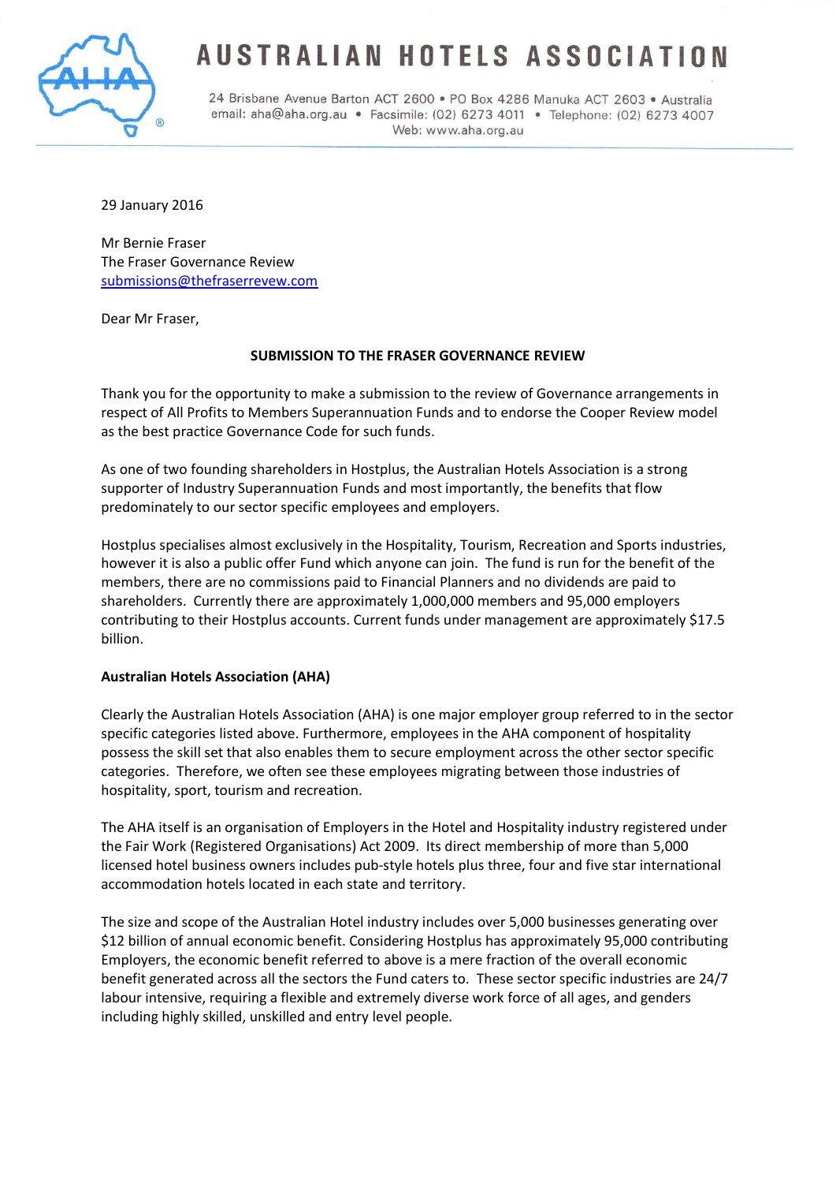# AUSTRALIAN HOTELS ASSOCIATION

24 Brisbane Avenue Barton ACT 2600 • PO Box 4286 Manuka ACT 2603 • Australia
email: aha@aha.org.au • Facsimile: (02) 6273 4011 • Telephone: (02) 6273 4007
Web: www.aha.org.au

29 January 2016

Mr Bernie Fraser
The Fraser Governance Review
submissions@thefraserrevew.com

Dear Mr Fraser,

**SUBMISSION TO THE FRASER GOVERNANCE REVIEW**

Thank you for the opportunity to make a submission to the review of Governance arrangements in respect of All Profits to Members Superannuation Funds and to endorse the Cooper Review model as the best practice Governance Code for such funds.

As one of two founding shareholders in Hostplus, the Australian Hotels Association is a strong supporter of Industry Superannuation Funds and most importantly, the benefits that flow predominately to our sector specific employees and employers.

Hostplus specialises almost exclusively in the Hospitality, Tourism, Recreation and Sports industries, however it is also a public offer Fund which anyone can join. The fund is run for the benefit of the members, there are no commissions paid to Financial Planners and no dividends are paid to shareholders. Currently there are approximately 1,000,000 members and 95,000 employers contributing to their Hostplus accounts. Current funds under management are approximately $17.5 billion.

**Australian Hotels Association (AHA)**

Clearly the Australian Hotels Association (AHA) is one major employer group referred to in the sector specific categories listed above. Furthermore, employees in the AHA component of hospitality possess the skill set that also enables them to secure employment across the other sector specific categories. Therefore, we often see these employees migrating between those industries of hospitality, sport, tourism and recreation.

The AHA itself is an organisation of Employers in the Hotel and Hospitality industry registered under the Fair Work (Registered Organisations) Act 2009. Its direct membership of more than 5,000 licensed hotel business owners includes pub-style hotels plus three, four and five star international accommodation hotels located in each state and territory.

The size and scope of the Australian Hotel industry includes over 5,000 businesses generating over $12 billion of annual economic benefit. Considering Hostplus has approximately 95,000 contributing Employers, the economic benefit referred to above is a mere fraction of the overall economic benefit generated across all the sectors the Fund caters to. These sector specific industries are 24/7 labour intensive, requiring a flexible and extremely diverse work force of all ages, and genders including highly skilled, unskilled and entry level people.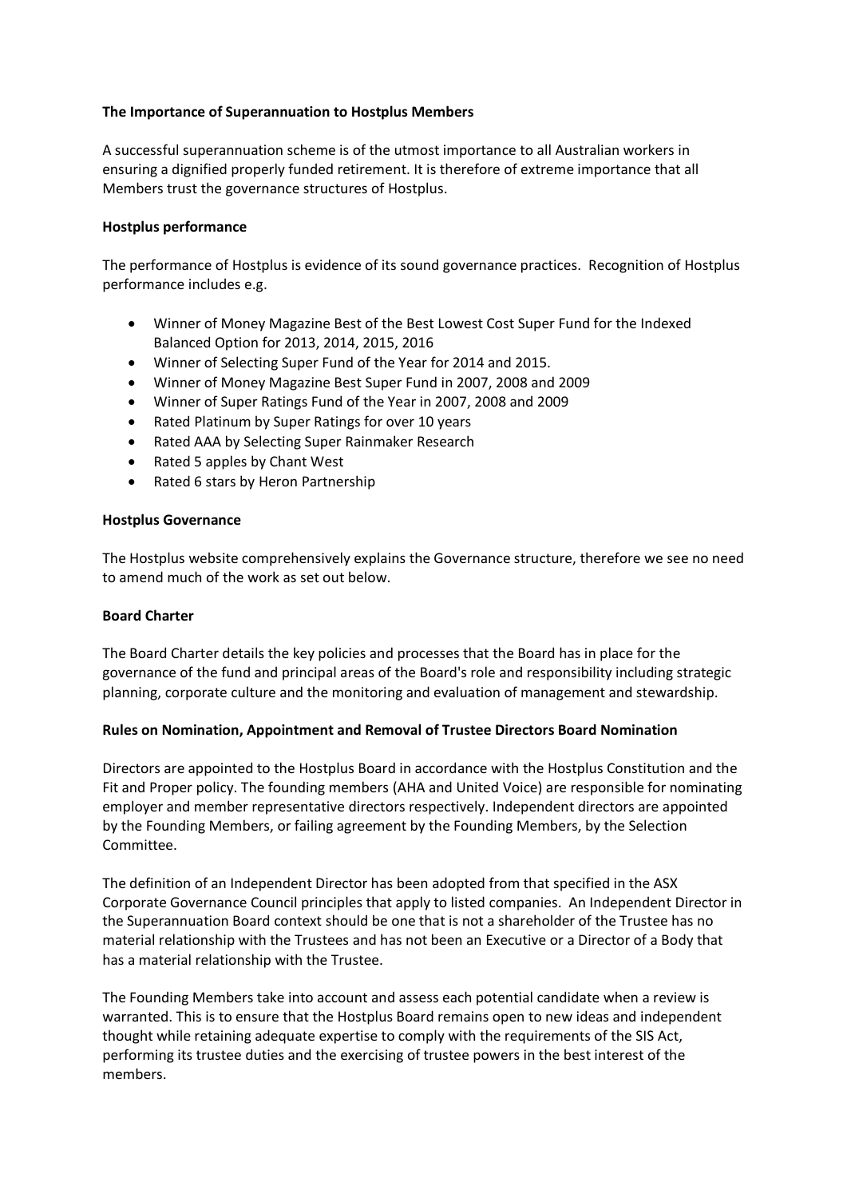**The Importance of Superannuation to Hostplus Members**

A successful superannuation scheme is of the utmost importance to all Australian workers in ensuring a dignified properly funded retirement. It is therefore of extreme importance that all Members trust the governance structures of Hostplus.

**Hostplus performance**

The performance of Hostplus is evidence of its sound governance practices. Recognition of Hostplus performance includes e.g.

- Winner of Money Magazine Best of the Best Lowest Cost Super Fund for the Indexed Balanced Option for 2013, 2014, 2015, 2016
- Winner of Selecting Super Fund of the Year for 2014 and 2015.
- Winner of Money Magazine Best Super Fund in 2007, 2008 and 2009
- Winner of Super Ratings Fund of the Year in 2007, 2008 and 2009
- Rated Platinum by Super Ratings for over 10 years
- Rated AAA by Selecting Super Rainmaker Research
- Rated 5 apples by Chant West
- Rated 6 stars by Heron Partnership

**Hostplus Governance**

The Hostplus website comprehensively explains the Governance structure, therefore we see no need to amend much of the work as set out below.

**Board Charter**

The Board Charter details the key policies and processes that the Board has in place for the governance of the fund and principal areas of the Board's role and responsibility including strategic planning, corporate culture and the monitoring and evaluation of management and stewardship.

**Rules on Nomination, Appointment and Removal of Trustee Directors Board Nomination**

Directors are appointed to the Hostplus Board in accordance with the Hostplus Constitution and the Fit and Proper policy. The founding members (AHA and United Voice) are responsible for nominating employer and member representative directors respectively. Independent directors are appointed by the Founding Members, or failing agreement by the Founding Members, by the Selection Committee.

The definition of an Independent Director has been adopted from that specified in the ASX Corporate Governance Council principles that apply to listed companies. An Independent Director in the Superannuation Board context should be one that is not a shareholder of the Trustee has no material relationship with the Trustees and has not been an Executive or a Director of a Body that has a material relationship with the Trustee.

The Founding Members take into account and assess each potential candidate when a review is warranted. This is to ensure that the Hostplus Board remains open to new ideas and independent thought while retaining adequate expertise to comply with the requirements of the SIS Act, performing its trustee duties and the exercising of trustee powers in the best interest of the members.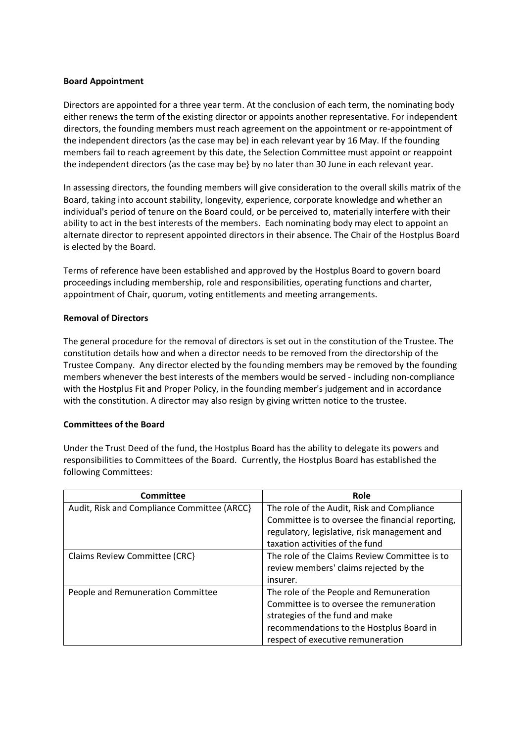**Board Appointment**

Directors are appointed for a three year term. At the conclusion of each term, the nominating body either renews the term of the existing director or appoints another representative. For independent directors, the founding members must reach agreement on the appointment or re-appointment of the independent directors (as the case may be) in each relevant year by 16 May. If the founding members fail to reach agreement by this date, the Selection Committee must appoint or reappoint the independent directors (as the case may be} by no later than 30 June in each relevant year.

In assessing directors, the founding members will give consideration to the overall skills matrix of the Board, taking into account stability, longevity, experience, corporate knowledge and whether an individual's period of tenure on the Board could, or be perceived to, materially interfere with their ability to act in the best interests of the members. Each nominating body may elect to appoint an alternate director to represent appointed directors in their absence. The Chair of the Hostplus Board is elected by the Board.

Terms of reference have been established and approved by the Hostplus Board to govern board proceedings including membership, role and responsibilities, operating functions and charter, appointment of Chair, quorum, voting entitlements and meeting arrangements.

**Removal of Directors**

The general procedure for the removal of directors is set out in the constitution of the Trustee. The constitution details how and when a director needs to be removed from the directorship of the Trustee Company. Any director elected by the founding members may be removed by the founding members whenever the best interests of the members would be served - including non-compliance with the Hostplus Fit and Proper Policy, in the founding member's judgement and in accordance with the constitution. A director may also resign by giving written notice to the trustee.

**Committees of the Board**

Under the Trust Deed of the fund, the Hostplus Board has the ability to delegate its powers and responsibilities to Committees of the Board. Currently, the Hostplus Board has established the following Committees:

| Committee | Role |
| --- | --- |
| Audit, Risk and Compliance Committee (ARCC} | The role of the Audit, Risk and Compliance Committee is to oversee the financial reporting, regulatory, legislative, risk management and taxation activities of the fund |
| Claims Review Committee (CRC} | The role of the Claims Review Committee is to review members' claims rejected by the insurer. |
| People and Remuneration Committee | The role of the People and Remuneration Committee is to oversee the remuneration strategies of the fund and make recommendations to the Hostplus Board in respect of executive remuneration |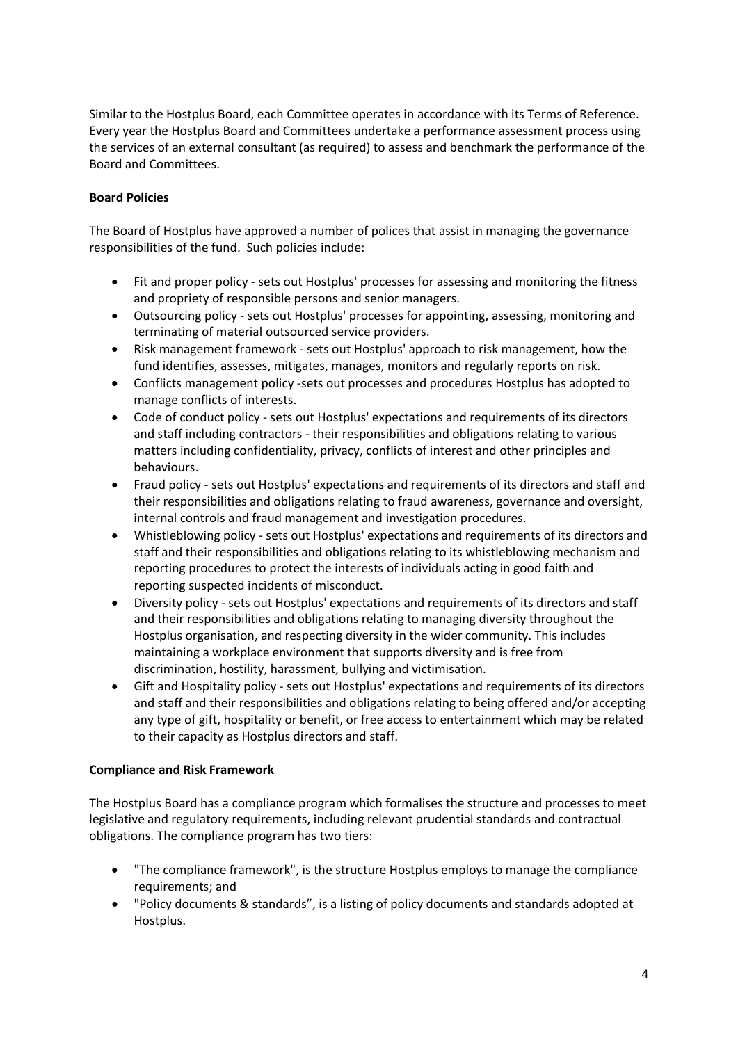Similar to the Hostplus Board, each Committee operates in accordance with its Terms of Reference. Every year the Hostplus Board and Committees undertake a performance assessment process using the services of an external consultant (as required) to assess and benchmark the performance of the Board and Committees.

**Board Policies**

The Board of Hostplus have approved a number of polices that assist in managing the governance responsibilities of the fund. Such policies include:

- Fit and proper policy - sets out Hostplus' processes for assessing and monitoring the fitness and propriety of responsible persons and senior managers.
- Outsourcing policy - sets out Hostplus' processes for appointing, assessing, monitoring and terminating of material outsourced service providers.
- Risk management framework - sets out Hostplus' approach to risk management, how the fund identifies, assesses, mitigates, manages, monitors and regularly reports on risk.
- Conflicts management policy -sets out processes and procedures Hostplus has adopted to manage conflicts of interests.
- Code of conduct policy - sets out Hostplus' expectations and requirements of its directors and staff including contractors - their responsibilities and obligations relating to various matters including confidentiality, privacy, conflicts of interest and other principles and behaviours.
- Fraud policy - sets out Hostplus' expectations and requirements of its directors and staff and their responsibilities and obligations relating to fraud awareness, governance and oversight, internal controls and fraud management and investigation procedures.
- Whistleblowing policy - sets out Hostplus' expectations and requirements of its directors and staff and their responsibilities and obligations relating to its whistleblowing mechanism and reporting procedures to protect the interests of individuals acting in good faith and reporting suspected incidents of misconduct.
- Diversity policy - sets out Hostplus' expectations and requirements of its directors and staff and their responsibilities and obligations relating to managing diversity throughout the Hostplus organisation, and respecting diversity in the wider community. This includes maintaining a workplace environment that supports diversity and is free from discrimination, hostility, harassment, bullying and victimisation.
- Gift and Hospitality policy - sets out Hostplus' expectations and requirements of its directors and staff and their responsibilities and obligations relating to being offered and/or accepting any type of gift, hospitality or benefit, or free access to entertainment which may be related to their capacity as Hostplus directors and staff.

**Compliance and Risk Framework**

The Hostplus Board has a compliance program which formalises the structure and processes to meet legislative and regulatory requirements, including relevant prudential standards and contractual obligations. The compliance program has two tiers:

- "The compliance framework", is the structure Hostplus employs to manage the compliance requirements; and
- "Policy documents & standards", is a listing of policy documents and standards adopted at Hostplus.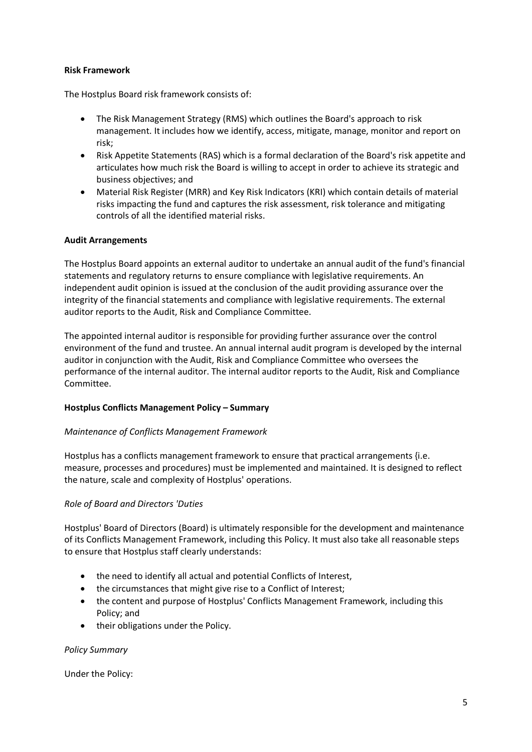**Risk Framework**

The Hostplus Board risk framework consists of:

- The Risk Management Strategy (RMS) which outlines the Board's approach to risk management. It includes how we identify, access, mitigate, manage, monitor and report on risk;
- Risk Appetite Statements (RAS) which is a formal declaration of the Board's risk appetite and articulates how much risk the Board is willing to accept in order to achieve its strategic and business objectives; and
- Material Risk Register (MRR) and Key Risk Indicators (KRI) which contain details of material risks impacting the fund and captures the risk assessment, risk tolerance and mitigating controls of all the identified material risks.

**Audit Arrangements**

The Hostplus Board appoints an external auditor to undertake an annual audit of the fund's financial statements and regulatory returns to ensure compliance with legislative requirements. An independent audit opinion is issued at the conclusion of the audit providing assurance over the integrity of the financial statements and compliance with legislative requirements. The external auditor reports to the Audit, Risk and Compliance Committee.

The appointed internal auditor is responsible for providing further assurance over the control environment of the fund and trustee. An annual internal audit program is developed by the internal auditor in conjunction with the Audit, Risk and Compliance Committee who oversees the performance of the internal auditor. The internal auditor reports to the Audit, Risk and Compliance Committee.

**Hostplus Conflicts Management Policy – Summary**

*Maintenance of Conflicts Management Framework*

Hostplus has a conflicts management framework to ensure that practical arrangements {i.e. measure, processes and procedures) must be implemented and maintained. It is designed to reflect the nature, scale and complexity of Hostplus' operations.

*Role of Board and Directors 'Duties*

Hostplus' Board of Directors (Board) is ultimately responsible for the development and maintenance of its Conflicts Management Framework, including this Policy. It must also take all reasonable steps to ensure that Hostplus staff clearly understands:

- the need to identify all actual and potential Conflicts of Interest,
- the circumstances that might give rise to a Conflict of Interest;
- the content and purpose of Hostplus' Conflicts Management Framework, including this Policy; and
- their obligations under the Policy.

*Policy Summary*

Under the Policy: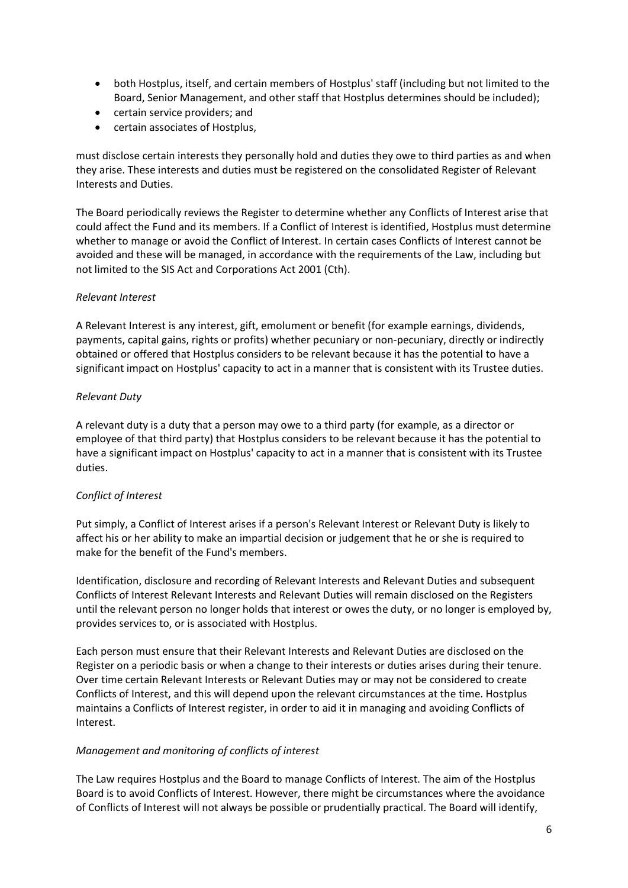- both Hostplus, itself, and certain members of Hostplus' staff (including but not limited to the Board, Senior Management, and other staff that Hostplus determines should be included);
- certain service providers; and
- certain associates of Hostplus,

must disclose certain interests they personally hold and duties they owe to third parties as and when they arise. These interests and duties must be registered on the consolidated Register of Relevant Interests and Duties.

The Board periodically reviews the Register to determine whether any Conflicts of Interest arise that could affect the Fund and its members. If a Conflict of Interest is identified, Hostplus must determine whether to manage or avoid the Conflict of Interest. In certain cases Conflicts of Interest cannot be avoided and these will be managed, in accordance with the requirements of the Law, including but not limited to the SIS Act and Corporations Act 2001 (Cth).

*Relevant Interest*

A Relevant Interest is any interest, gift, emolument or benefit (for example earnings, dividends, payments, capital gains, rights or profits) whether pecuniary or non-pecuniary, directly or indirectly obtained or offered that Hostplus considers to be relevant because it has the potential to have a significant impact on Hostplus' capacity to act in a manner that is consistent with its Trustee duties.

*Relevant Duty*

A relevant duty is a duty that a person may owe to a third party (for example, as a director or employee of that third party) that Hostplus considers to be relevant because it has the potential to have a significant impact on Hostplus' capacity to act in a manner that is consistent with its Trustee duties.

*Conflict of Interest*

Put simply, a Conflict of Interest arises if a person's Relevant Interest or Relevant Duty is likely to affect his or her ability to make an impartial decision or judgement that he or she is required to make for the benefit of the Fund's members.

Identification, disclosure and recording of Relevant Interests and Relevant Duties and subsequent Conflicts of Interest Relevant Interests and Relevant Duties will remain disclosed on the Registers until the relevant person no longer holds that interest or owes the duty, or no longer is employed by, provides services to, or is associated with Hostplus.

Each person must ensure that their Relevant Interests and Relevant Duties are disclosed on the Register on a periodic basis or when a change to their interests or duties arises during their tenure. Over time certain Relevant Interests or Relevant Duties may or may not be considered to create Conflicts of Interest, and this will depend upon the relevant circumstances at the time. Hostplus maintains a Conflicts of Interest register, in order to aid it in managing and avoiding Conflicts of Interest.

*Management and monitoring of conflicts of interest*

The Law requires Hostplus and the Board to manage Conflicts of Interest. The aim of the Hostplus Board is to avoid Conflicts of Interest. However, there might be circumstances where the avoidance of Conflicts of Interest will not always be possible or prudentially practical. The Board will identify,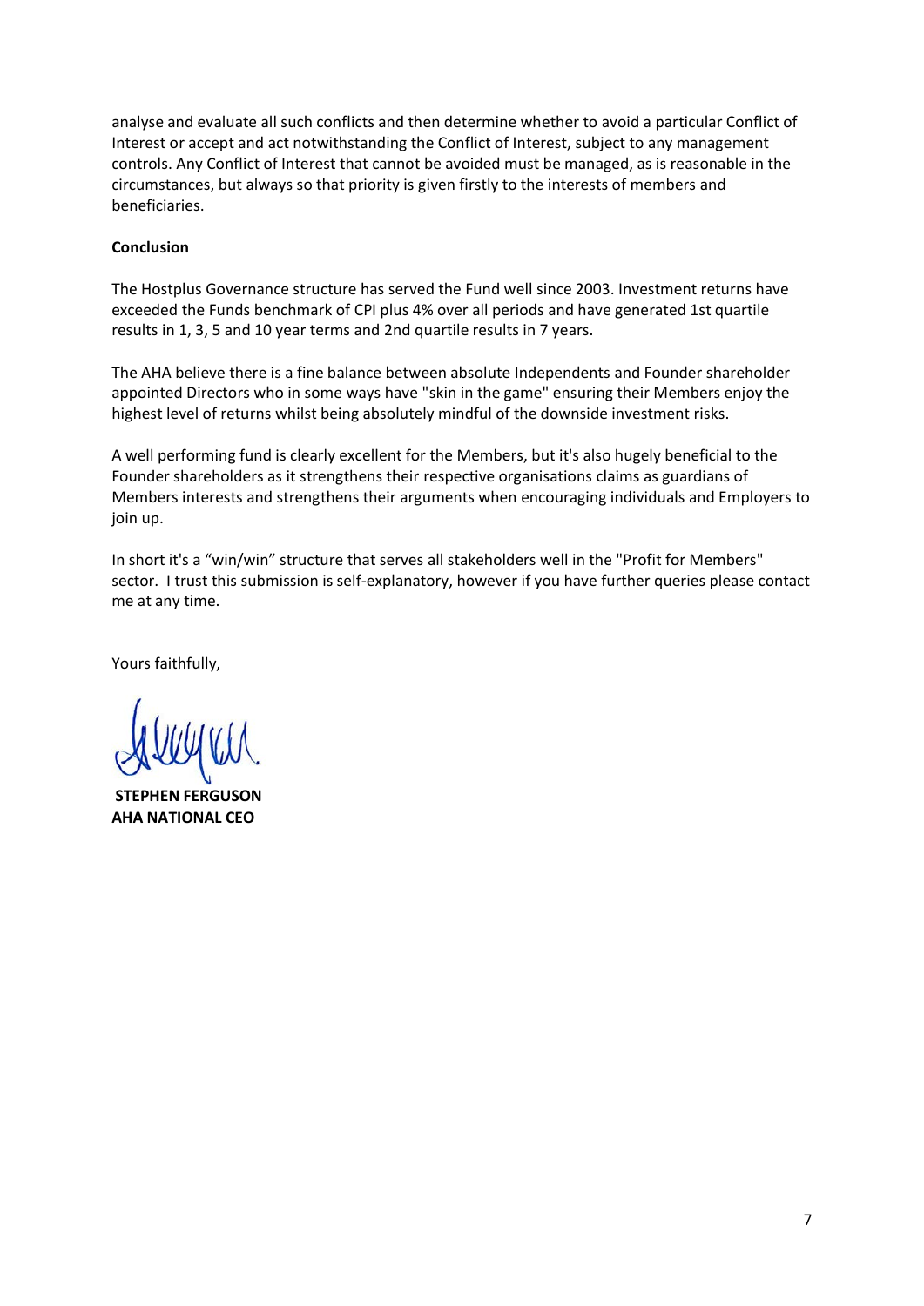analyse and evaluate all such conflicts and then determine whether to avoid a particular Conflict of Interest or accept and act notwithstanding the Conflict of Interest, subject to any management controls. Any Conflict of Interest that cannot be avoided must be managed, as is reasonable in the circumstances, but always so that priority is given firstly to the interests of members and beneficiaries.

**Conclusion**

The Hostplus Governance structure has served the Fund well since 2003. Investment returns have exceeded the Funds benchmark of CPI plus 4% over all periods and have generated 1st quartile results in 1, 3, 5 and 10 year terms and 2nd quartile results in 7 years.

The AHA believe there is a fine balance between absolute Independents and Founder shareholder appointed Directors who in some ways have "skin in the game" ensuring their Members enjoy the highest level of returns whilst being absolutely mindful of the downside investment risks.

A well performing fund is clearly excellent for the Members, but it's also hugely beneficial to the Founder shareholders as it strengthens their respective organisations claims as guardians of Members interests and strengthens their arguments when encouraging individuals and Employers to join up.

In short it's a "win/win" structure that serves all stakeholders well in the "Profit for Members" sector. I trust this submission is self-explanatory, however if you have further queries please contact me at any time.

Yours faithfully,

**STEPHEN FERGUSON**
**AHA NATIONAL CEO**